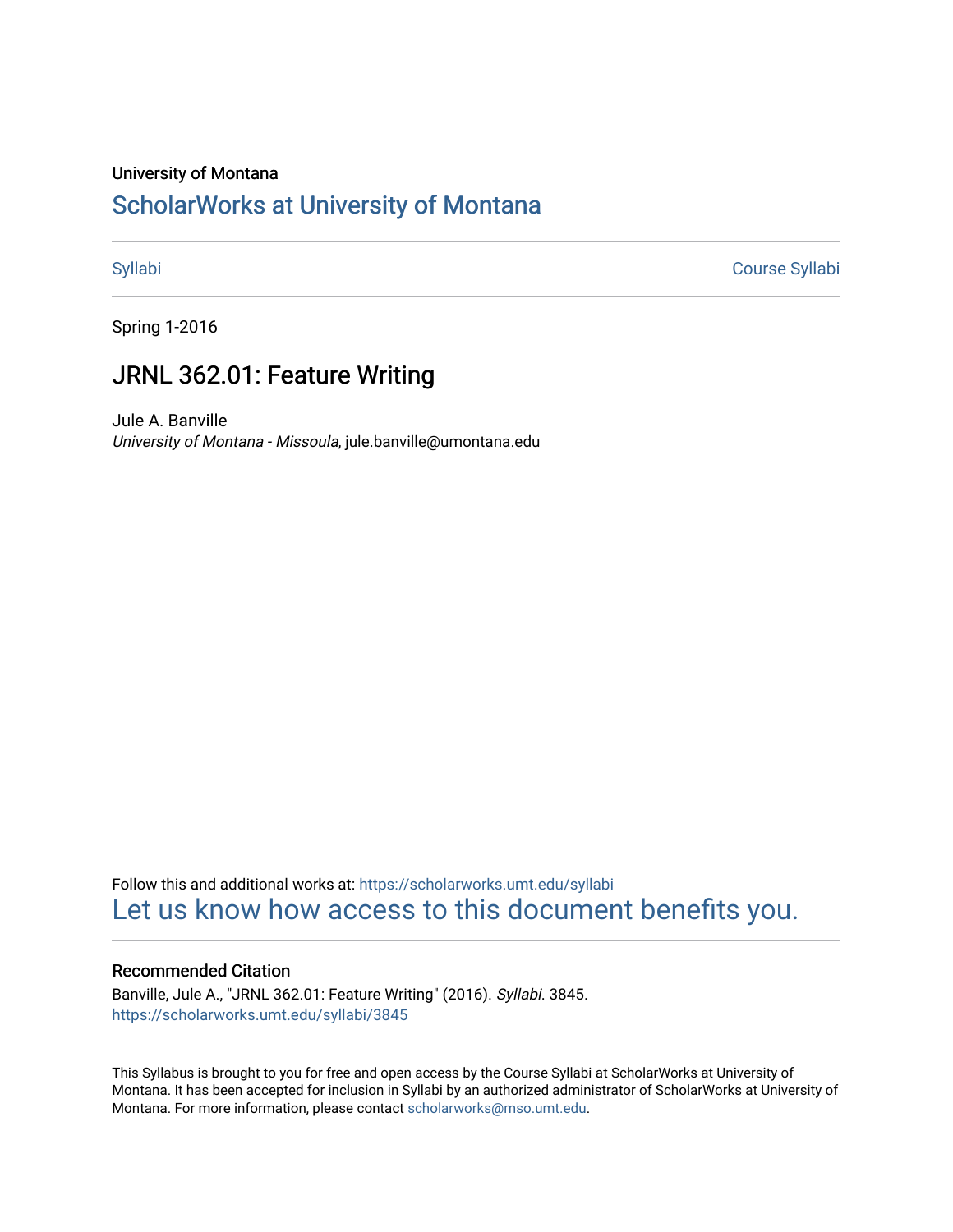University of Montana

# ScholarWorks at University of Montana

Syllabi | Course Syllabi

Spring 1-2016

## JRNL 362.01: Feature Writing

Jule A. Banville
*University of Montana - Missoula*, jule.banville@umontana.edu

Follow this and additional works at: https://scholarworks.umt.edu/syllabi

Let us know how access to this document benefits you.

### Recommended Citation

Banville, Jule A., "JRNL 362.01: Feature Writing" (2016). *Syllabi*. 3845.
https://scholarworks.umt.edu/syllabi/3845

This Syllabus is brought to you for free and open access by the Course Syllabi at ScholarWorks at University of Montana. It has been accepted for inclusion in Syllabi by an authorized administrator of ScholarWorks at University of Montana. For more information, please contact scholarworks@mso.umt.edu.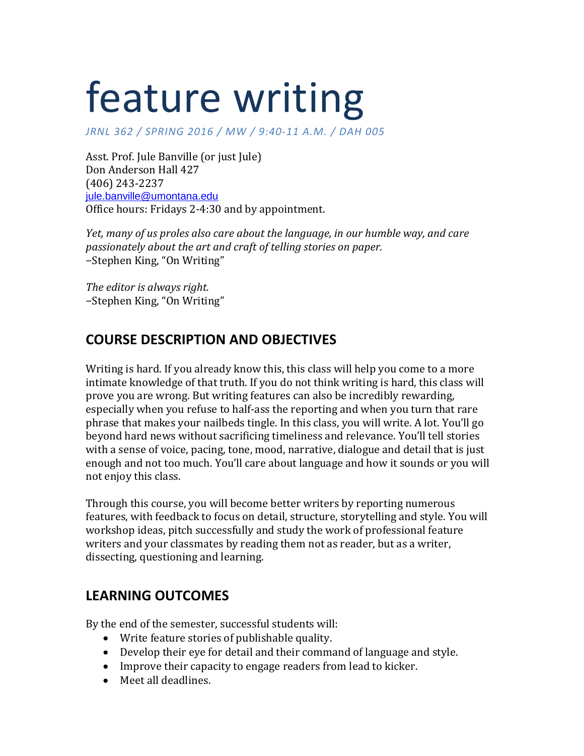# feature writing

*JRNL 362 / SPRING 2016 / MW / 9:40-11 A.M. / DAH 005*

Asst. Prof. Jule Banville (or just Jule)
Don Anderson Hall 427
(406) 243-2237
jule.banville@umontana.edu
Office hours: Fridays 2-4:30 and by appointment.

*Yet, many of us proles also care about the language, in our humble way, and care passionately about the art and craft of telling stories on paper.*
–Stephen King, "On Writing"

*The editor is always right.*
–Stephen King, "On Writing"

## COURSE DESCRIPTION AND OBJECTIVES

Writing is hard. If you already know this, this class will help you come to a more intimate knowledge of that truth. If you do not think writing is hard, this class will prove you are wrong. But writing features can also be incredibly rewarding, especially when you refuse to half-ass the reporting and when you turn that rare phrase that makes your nailbeds tingle. In this class, you will write. A lot. You'll go beyond hard news without sacrificing timeliness and relevance. You'll tell stories with a sense of voice, pacing, tone, mood, narrative, dialogue and detail that is just enough and not too much. You'll care about language and how it sounds or you will not enjoy this class.

Through this course, you will become better writers by reporting numerous features, with feedback to focus on detail, structure, storytelling and style. You will workshop ideas, pitch successfully and study the work of professional feature writers and your classmates by reading them not as reader, but as a writer, dissecting, questioning and learning.

## LEARNING OUTCOMES

By the end of the semester, successful students will:

- Write feature stories of publishable quality.
- Develop their eye for detail and their command of language and style.
- Improve their capacity to engage readers from lead to kicker.
- Meet all deadlines.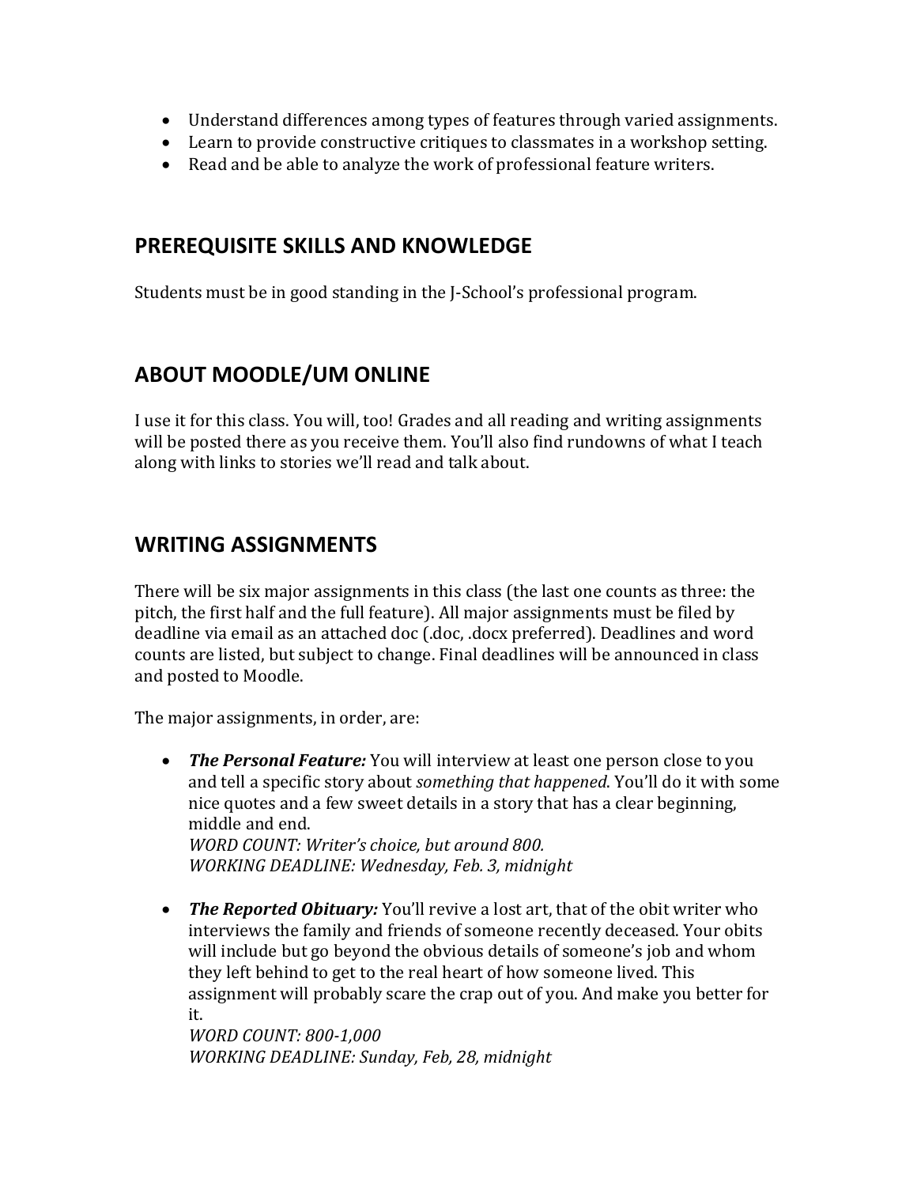- Understand differences among types of features through varied assignments.
- Learn to provide constructive critiques to classmates in a workshop setting.
- Read and be able to analyze the work of professional feature writers.

## PREREQUISITE SKILLS AND KNOWLEDGE

Students must be in good standing in the J-School's professional program.

## ABOUT MOODLE/UM ONLINE

I use it for this class. You will, too! Grades and all reading and writing assignments will be posted there as you receive them. You'll also find rundowns of what I teach along with links to stories we'll read and talk about.

## WRITING ASSIGNMENTS

There will be six major assignments in this class (the last one counts as three: the pitch, the first half and the full feature). All major assignments must be filed by deadline via email as an attached doc (.doc, .docx preferred). Deadlines and word counts are listed, but subject to change. Final deadlines will be announced in class and posted to Moodle.

The major assignments, in order, are:

- ***The Personal Feature:*** You will interview at least one person close to you and tell a specific story about *something that happened*. You'll do it with some nice quotes and a few sweet details in a story that has a clear beginning, middle and end.
  *WORD COUNT: Writer's choice, but around 800.*
  *WORKING DEADLINE: Wednesday, Feb. 3, midnight*

- ***The Reported Obituary:*** You'll revive a lost art, that of the obit writer who interviews the family and friends of someone recently deceased. Your obits will include but go beyond the obvious details of someone's job and whom they left behind to get to the real heart of how someone lived. This assignment will probably scare the crap out of you. And make you better for it.
  *WORD COUNT: 800-1,000*
  *WORKING DEADLINE: Sunday, Feb, 28, midnight*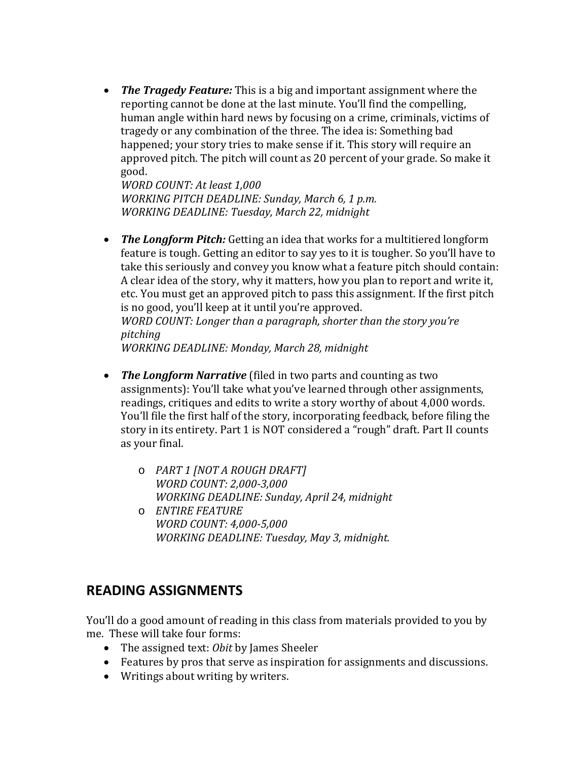- ***The Tragedy Feature:*** This is a big and important assignment where the reporting cannot be done at the last minute. You'll find the compelling, human angle within hard news by focusing on a crime, criminals, victims of tragedy or any combination of the three. The idea is: Something bad happened; your story tries to make sense if it. This story will require an approved pitch. The pitch will count as 20 percent of your grade. So make it good.
  *WORD COUNT: At least 1,000*
  *WORKING PITCH DEADLINE: Sunday, March 6, 1 p.m.*
  *WORKING DEADLINE: Tuesday, March 22, midnight*

- ***The Longform Pitch:*** Getting an idea that works for a multitiered longform feature is tough. Getting an editor to say yes to it is tougher. So you'll have to take this seriously and convey you know what a feature pitch should contain: A clear idea of the story, why it matters, how you plan to report and write it, etc. You must get an approved pitch to pass this assignment. If the first pitch is no good, you'll keep at it until you're approved.
  *WORD COUNT: Longer than a paragraph, shorter than the story you're pitching*
  *WORKING DEADLINE: Monday, March 28, midnight*

- ***The Longform Narrative*** (filed in two parts and counting as two assignments): You'll take what you've learned through other assignments, readings, critiques and edits to write a story worthy of about 4,000 words. You'll file the first half of the story, incorporating feedback, before filing the story in its entirety. Part 1 is NOT considered a "rough" draft. Part II counts as your final.
  - *PART 1 [NOT A ROUGH DRAFT]*
    *WORD COUNT: 2,000-3,000*
    *WORKING DEADLINE: Sunday, April 24, midnight*
  - *ENTIRE FEATURE*
    *WORD COUNT: 4,000-5,000*
    *WORKING DEADLINE: Tuesday, May 3, midnight.*

## READING ASSIGNMENTS

You'll do a good amount of reading in this class from materials provided to you by me. These will take four forms:

- The assigned text: *Obit* by James Sheeler
- Features by pros that serve as inspiration for assignments and discussions.
- Writings about writing by writers.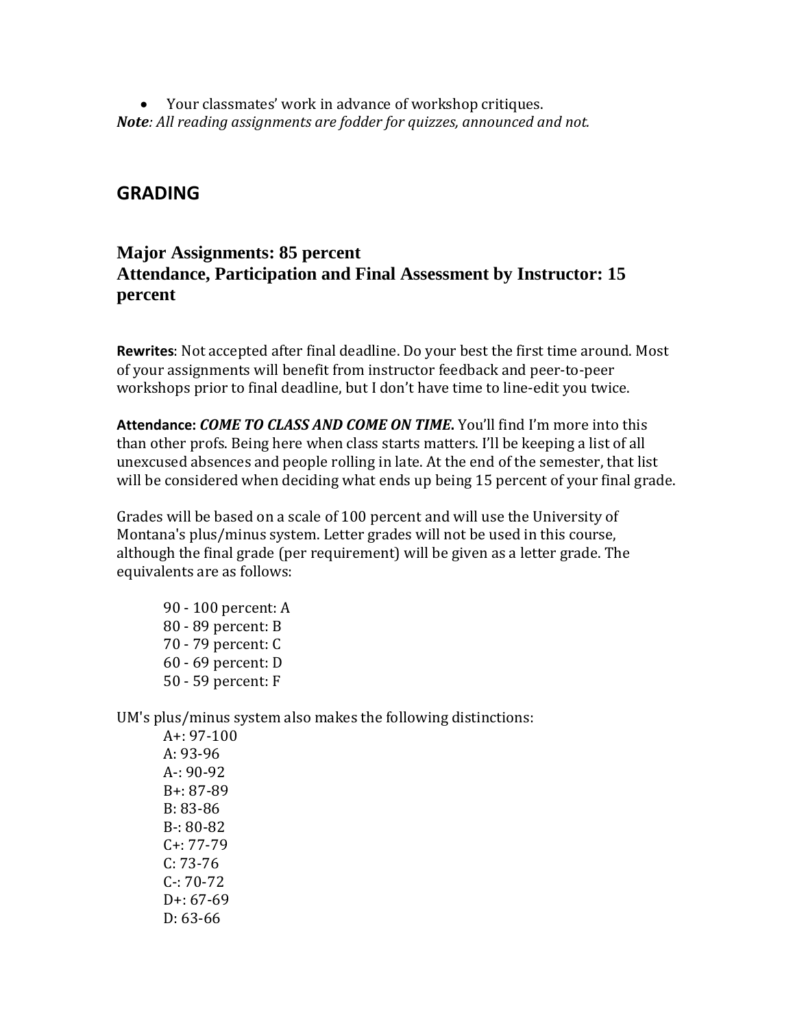- Your classmates' work in advance of workshop critiques.

***Note**: All reading assignments are fodder for quizzes, announced and not.*

## GRADING

### Major Assignments: 85 percent
### Attendance, Participation and Final Assessment by Instructor: 15 percent

**Rewrites**: Not accepted after final deadline. Do your best the first time around. Most of your assignments will benefit from instructor feedback and peer-to-peer workshops prior to final deadline, but I don't have time to line-edit you twice.

**Attendance: *COME TO CLASS AND COME ON TIME.*** You'll find I'm more into this than other profs. Being here when class starts matters. I'll be keeping a list of all unexcused absences and people rolling in late. At the end of the semester, that list will be considered when deciding what ends up being 15 percent of your final grade.

Grades will be based on a scale of 100 percent and will use the University of Montana's plus/minus system. Letter grades will not be used in this course, although the final grade (per requirement) will be given as a letter grade. The equivalents are as follows:

90 - 100 percent: A  
80 - 89 percent: B  
70 - 79 percent: C  
60 - 69 percent: D  
50 - 59 percent: F

UM's plus/minus system also makes the following distinctions:

A+: 97-100  
A: 93-96  
A-: 90-92  
B+: 87-89  
B: 83-86  
B-: 80-82  
C+: 77-79  
C: 73-76  
C-: 70-72  
D+: 67-69  
D: 63-66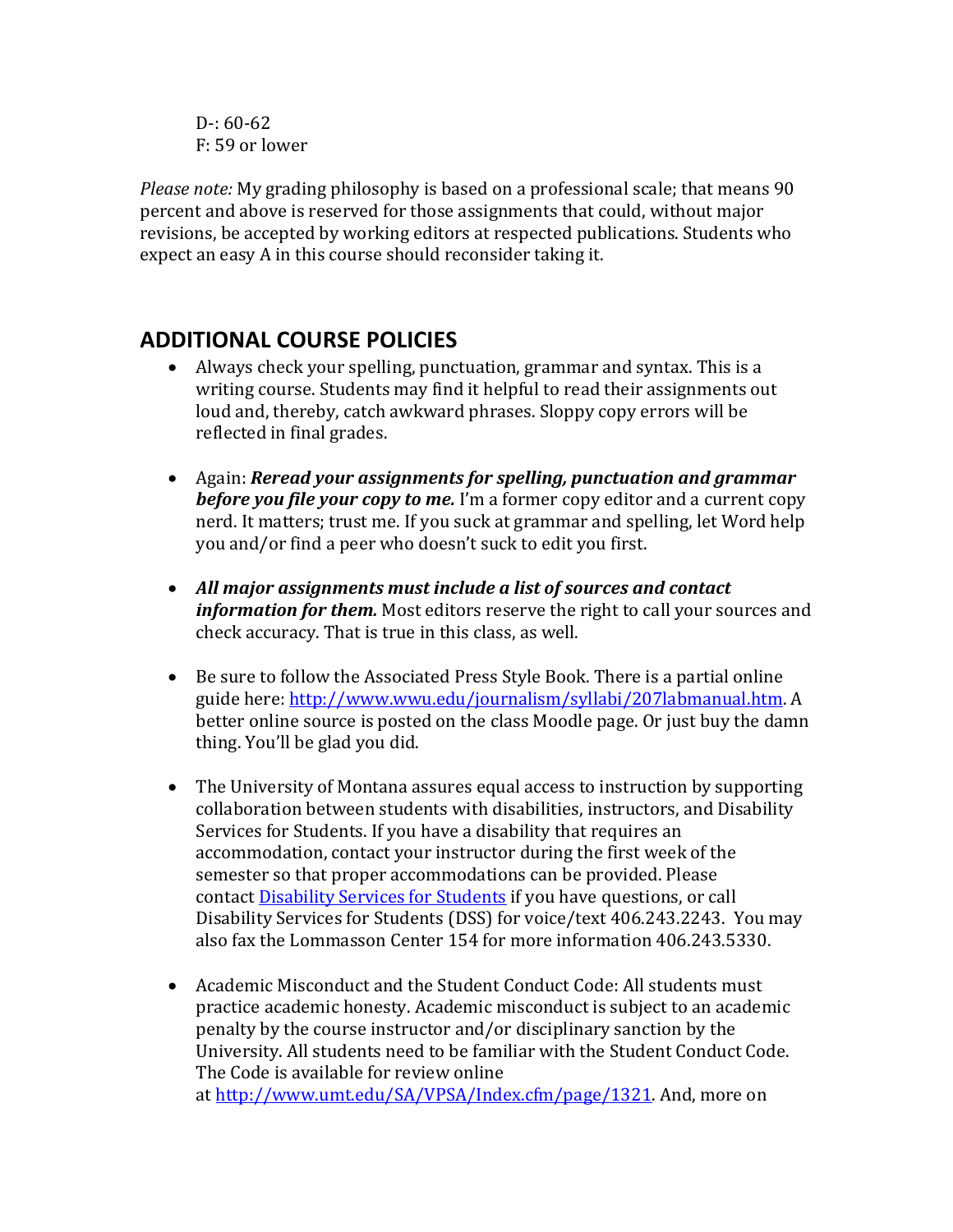D-: 60-62
F: 59 or lower

*Please note:* My grading philosophy is based on a professional scale; that means 90 percent and above is reserved for those assignments that could, without major revisions, be accepted by working editors at respected publications. Students who expect an easy A in this course should reconsider taking it.

## ADDITIONAL COURSE POLICIES

- Always check your spelling, punctuation, grammar and syntax. This is a writing course. Students may find it helpful to read their assignments out loud and, thereby, catch awkward phrases. Sloppy copy errors will be reflected in final grades.

- Again: ***Reread your assignments for spelling, punctuation and grammar before you file your copy to me.*** I'm a former copy editor and a current copy nerd. It matters; trust me. If you suck at grammar and spelling, let Word help you and/or find a peer who doesn't suck to edit you first.

- ***All major assignments must include a list of sources and contact information for them.*** Most editors reserve the right to call your sources and check accuracy. That is true in this class, as well.

- Be sure to follow the Associated Press Style Book. There is a partial online guide here: [http://www.wwu.edu/journalism/syllabi/207labmanual.htm](http://www.wwu.edu/journalism/syllabi/207labmanual.htm). A better online source is posted on the class Moodle page. Or just buy the damn thing. You'll be glad you did.

- The University of Montana assures equal access to instruction by supporting collaboration between students with disabilities, instructors, and Disability Services for Students. If you have a disability that requires an accommodation, contact your instructor during the first week of the semester so that proper accommodations can be provided. Please contact Disability Services for Students if you have questions, or call Disability Services for Students (DSS) for voice/text 406.243.2243. You may also fax the Lommasson Center 154 for more information 406.243.5330.

- Academic Misconduct and the Student Conduct Code: All students must practice academic honesty. Academic misconduct is subject to an academic penalty by the course instructor and/or disciplinary sanction by the University. All students need to be familiar with the Student Conduct Code. The Code is available for review online at [http://www.umt.edu/SA/VPSA/Index.cfm/page/1321](http://www.umt.edu/SA/VPSA/Index.cfm/page/1321). And, more on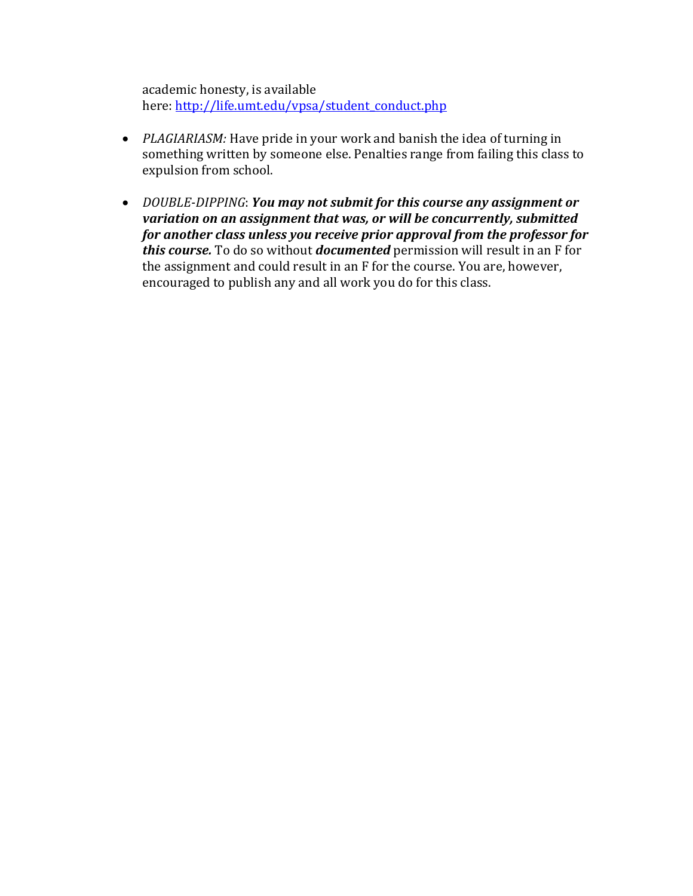academic honesty, is available here: [http://life.umt.edu/vpsa/student_conduct.php](http://life.umt.edu/vpsa/student_conduct.php)

- *PLAGIARIASM:* Have pride in your work and banish the idea of turning in something written by someone else. Penalties range from failing this class to expulsion from school.

- *DOUBLE-DIPPING*: ***You may not submit for this course any assignment or variation on an assignment that was, or will be concurrently, submitted for another class unless you receive prior approval from the professor for this course.*** To do so without ***documented*** permission will result in an F for the assignment and could result in an F for the course. You are, however, encouraged to publish any and all work you do for this class.